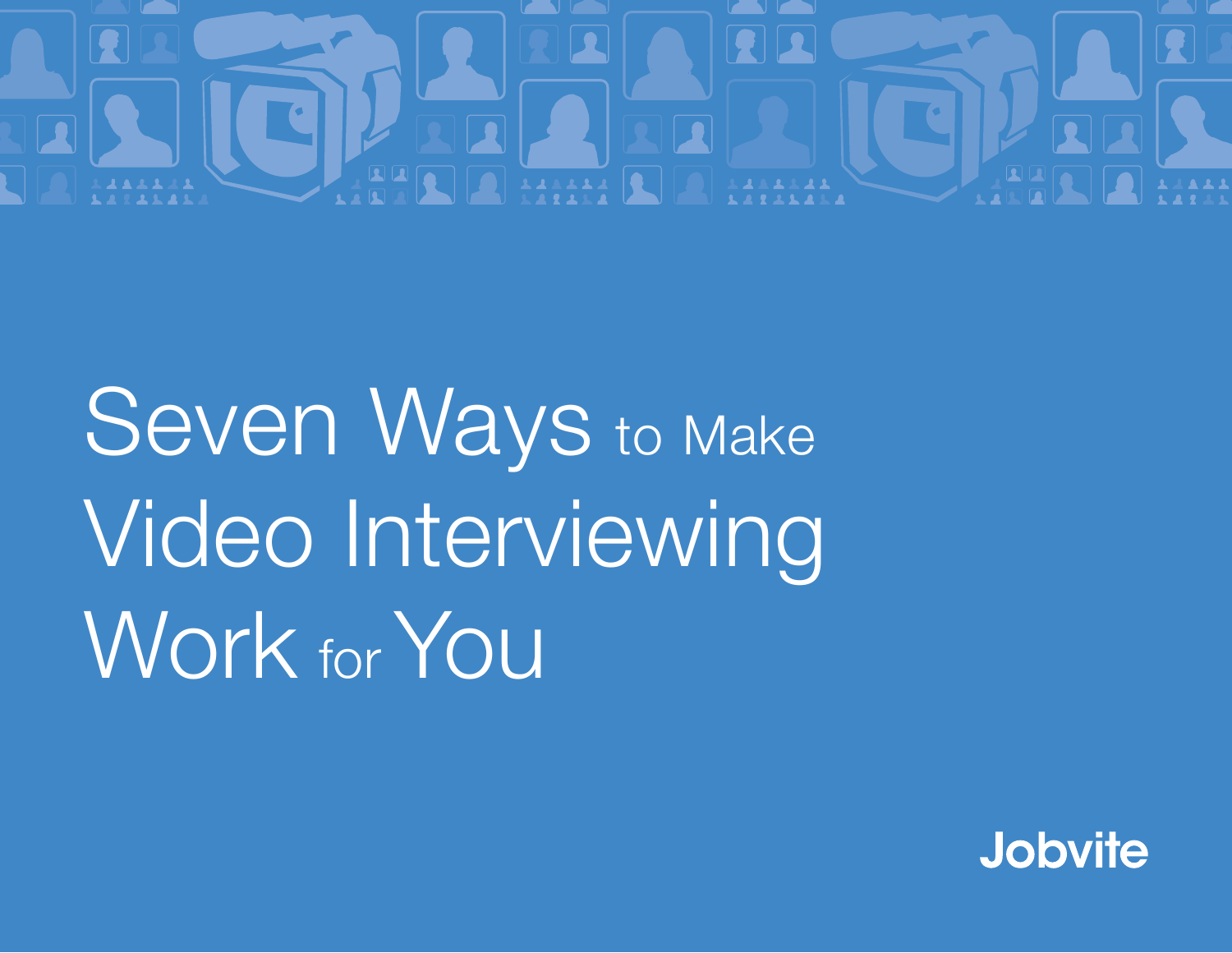# Seven Ways to Make Video Interviewing Work for You

Jobvite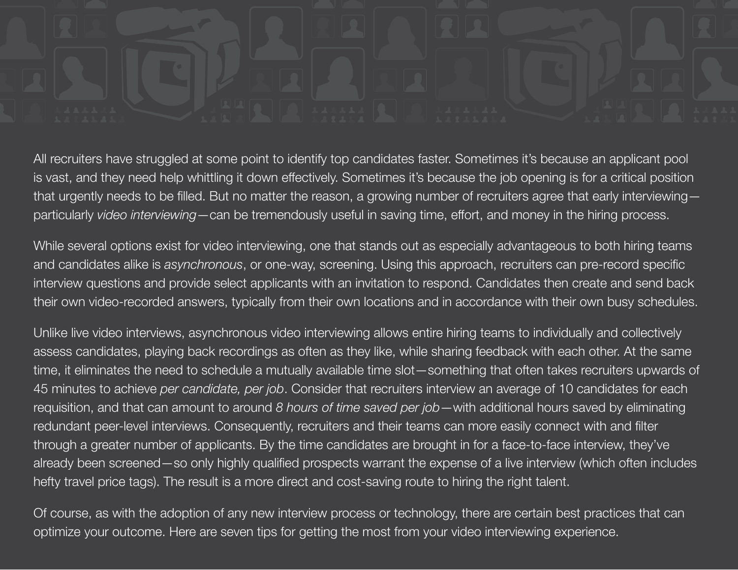All recruiters have struggled at some point to identify top candidates faster. Sometimes it's because an applicant pool is vast, and they need help whittling it down effectively. Sometimes it's because the job opening is for a critical position that urgently needs to be filled. But no matter the reason, a growing number of recruiters agree that early interviewing—particularly *video interviewing*—can be tremendously useful in saving time, effort, and money in the hiring process.

While several options exist for video interviewing, one that stands out as especially advantageous to both hiring teams and candidates alike is *asynchronous*, or one-way, screening. Using this approach, recruiters can pre-record specific interview questions and provide select applicants with an invitation to respond. Candidates then create and send back their own video-recorded answers, typically from their own locations and in accordance with their own busy schedules.

Unlike live video interviews, asynchronous video interviewing allows entire hiring teams to individually and collectively assess candidates, playing back recordings as often as they like, while sharing feedback with each other. At the same time, it eliminates the need to schedule a mutually available time slot—something that often takes recruiters upwards of 45 minutes to achieve *per candidate, per job*. Consider that recruiters interview an average of 10 candidates for each requisition, and that can amount to around *8 hours of time saved per job*—with additional hours saved by eliminating redundant peer-level interviews. Consequently, recruiters and their teams can more easily connect with and filter through a greater number of applicants. By the time candidates are brought in for a face-to-face interview, they've already been screened—so only highly qualified prospects warrant the expense of a live interview (which often includes hefty travel price tags). The result is a more direct and cost-saving route to hiring the right talent.

Of course, as with the adoption of any new interview process or technology, there are certain best practices that can optimize your outcome. Here are seven tips for getting the most from your video interviewing experience.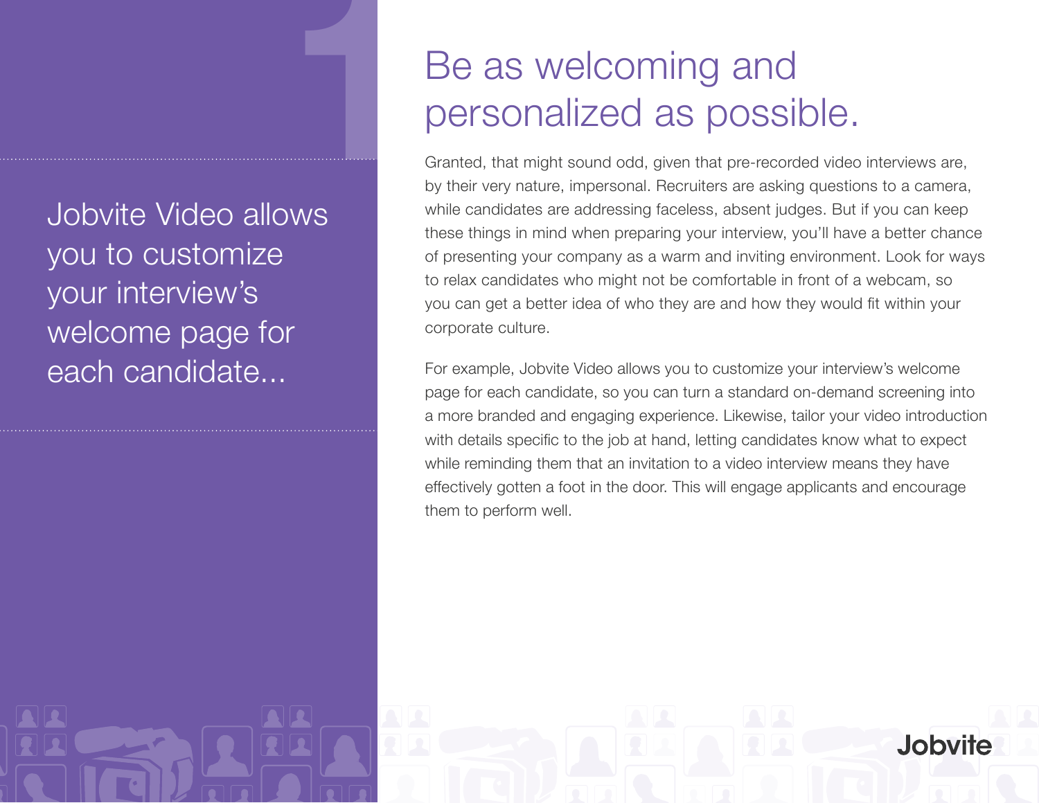Jobvite Video allows you to customize your interview's welcome page for each candidate...

# Be as welcoming and personalized as possible.

Granted, that might sound odd, given that pre-recorded video interviews are, by their very nature, impersonal. Recruiters are asking questions to a camera, while candidates are addressing faceless, absent judges. But if you can keep these things in mind when preparing your interview, you'll have a better chance of presenting your company as a warm and inviting environment. Look for ways to relax candidates who might not be comfortable in front of a webcam, so you can get a better idea of who they are and how they would fit within your corporate culture.

For example, Jobvite Video allows you to customize your interview's welcome page for each candidate, so you can turn a standard on-demand screening into a more branded and engaging experience. Likewise, tailor your video introduction with details specific to the job at hand, letting candidates know what to expect while reminding them that an invitation to a video interview means they have effectively gotten a foot in the door. This will engage applicants and encourage them to perform well.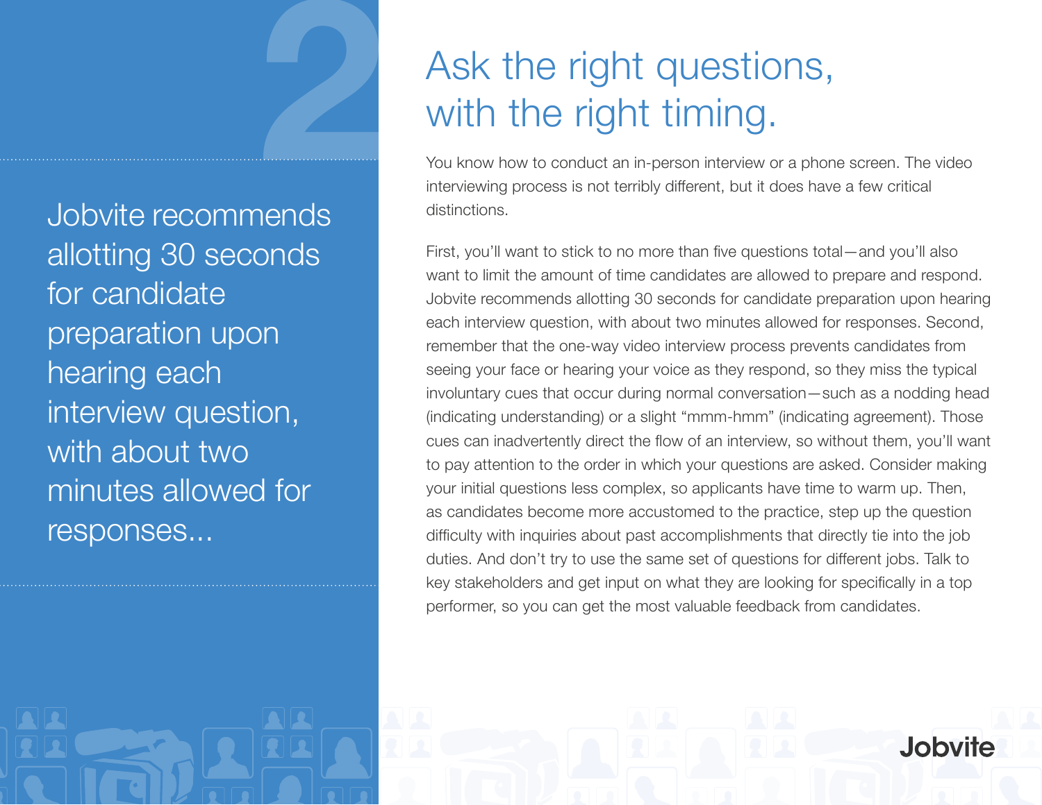2

Jobvite recommends allotting 30 seconds for candidate preparation upon hearing each interview question, with about two minutes allowed for responses...

# Ask the right questions, with the right timing.

You know how to conduct an in-person interview or a phone screen. The video interviewing process is not terribly different, but it does have a few critical distinctions.

First, you'll want to stick to no more than five questions total—and you'll also want to limit the amount of time candidates are allowed to prepare and respond. Jobvite recommends allotting 30 seconds for candidate preparation upon hearing each interview question, with about two minutes allowed for responses. Second, remember that the one-way video interview process prevents candidates from seeing your face or hearing your voice as they respond, so they miss the typical involuntary cues that occur during normal conversation—such as a nodding head (indicating understanding) or a slight "mmm-hmm" (indicating agreement). Those cues can inadvertently direct the flow of an interview, so without them, you'll want to pay attention to the order in which your questions are asked. Consider making your initial questions less complex, so applicants have time to warm up. Then, as candidates become more accustomed to the practice, step up the question difficulty with inquiries about past accomplishments that directly tie into the job duties. And don't try to use the same set of questions for different jobs. Talk to key stakeholders and get input on what they are looking for specifically in a top performer, so you can get the most valuable feedback from candidates.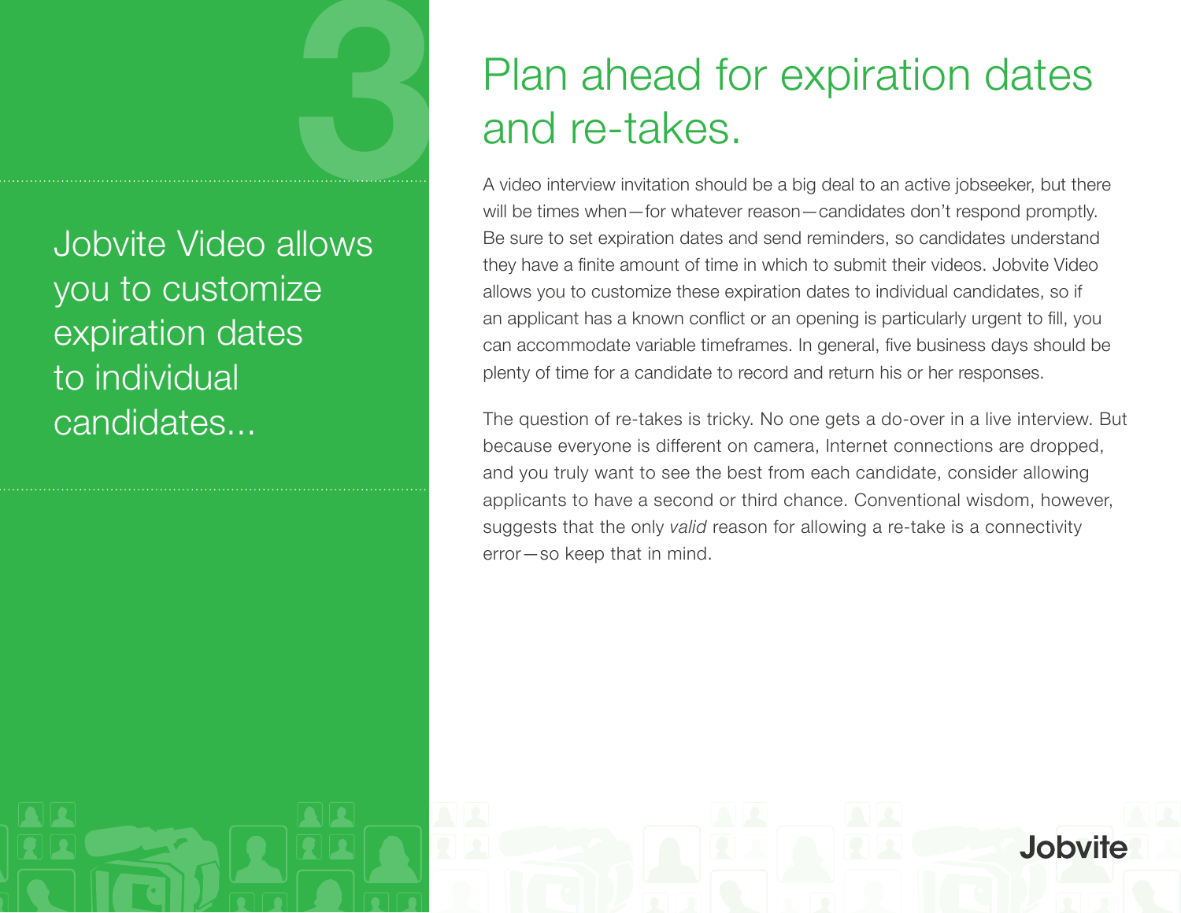3

Jobvite Video allows you to customize expiration dates to individual candidates...

# Plan ahead for expiration dates and re-takes.

A video interview invitation should be a big deal to an active jobseeker, but there will be times when—for whatever reason—candidates don't respond promptly. Be sure to set expiration dates and send reminders, so candidates understand they have a finite amount of time in which to submit their videos. Jobvite Video allows you to customize these expiration dates to individual candidates, so if an applicant has a known conflict or an opening is particularly urgent to fill, you can accommodate variable timeframes. In general, five business days should be plenty of time for a candidate to record and return his or her responses.

The question of re-takes is tricky. No one gets a do-over in a live interview. But because everyone is different on camera, Internet connections are dropped, and you truly want to see the best from each candidate, consider allowing applicants to have a second or third chance. Conventional wisdom, however, suggests that the only *valid* reason for allowing a re-take is a connectivity error—so keep that in mind.

Jobvite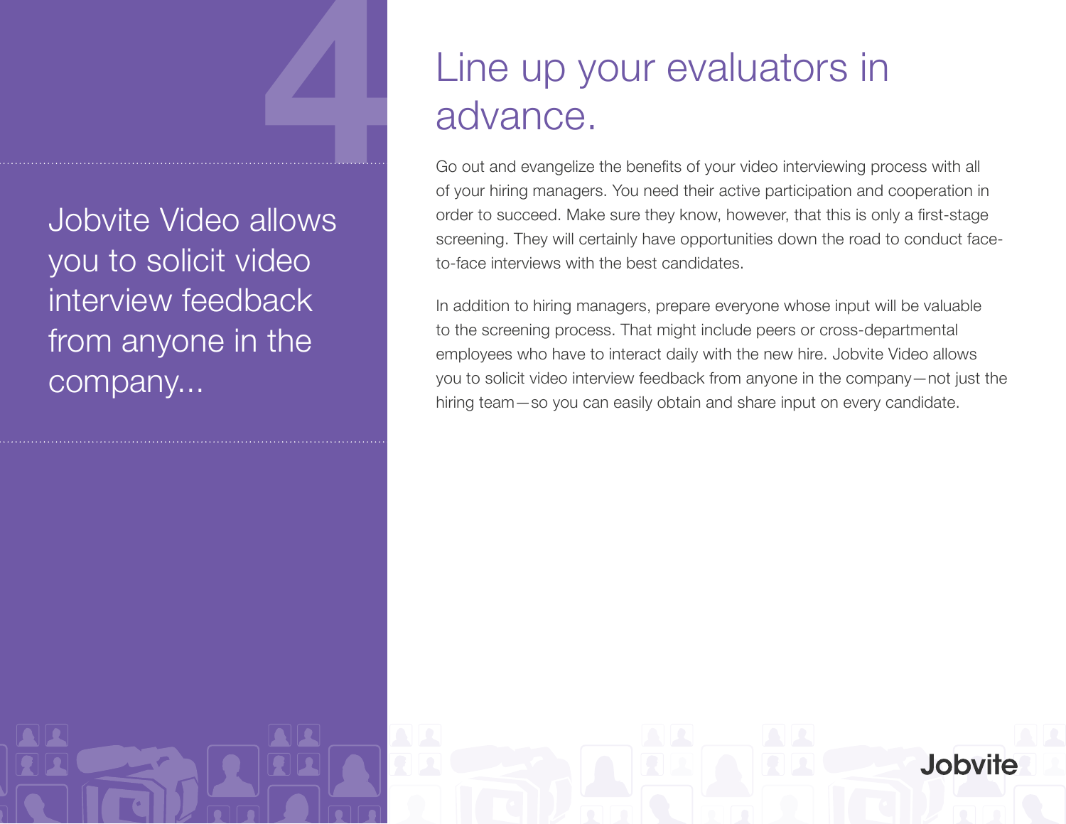# 4

Jobvite Video allows you to solicit video interview feedback from anyone in the company...

## Line up your evaluators in advance.

Go out and evangelize the benefits of your video interviewing process with all of your hiring managers. You need their active participation and cooperation in order to succeed. Make sure they know, however, that this is only a first-stage screening. They will certainly have opportunities down the road to conduct face-to-face interviews with the best candidates.

In addition to hiring managers, prepare everyone whose input will be valuable to the screening process. That might include peers or cross-departmental employees who have to interact daily with the new hire. Jobvite Video allows you to solicit video interview feedback from anyone in the company—not just the hiring team—so you can easily obtain and share input on every candidate.

Jobvite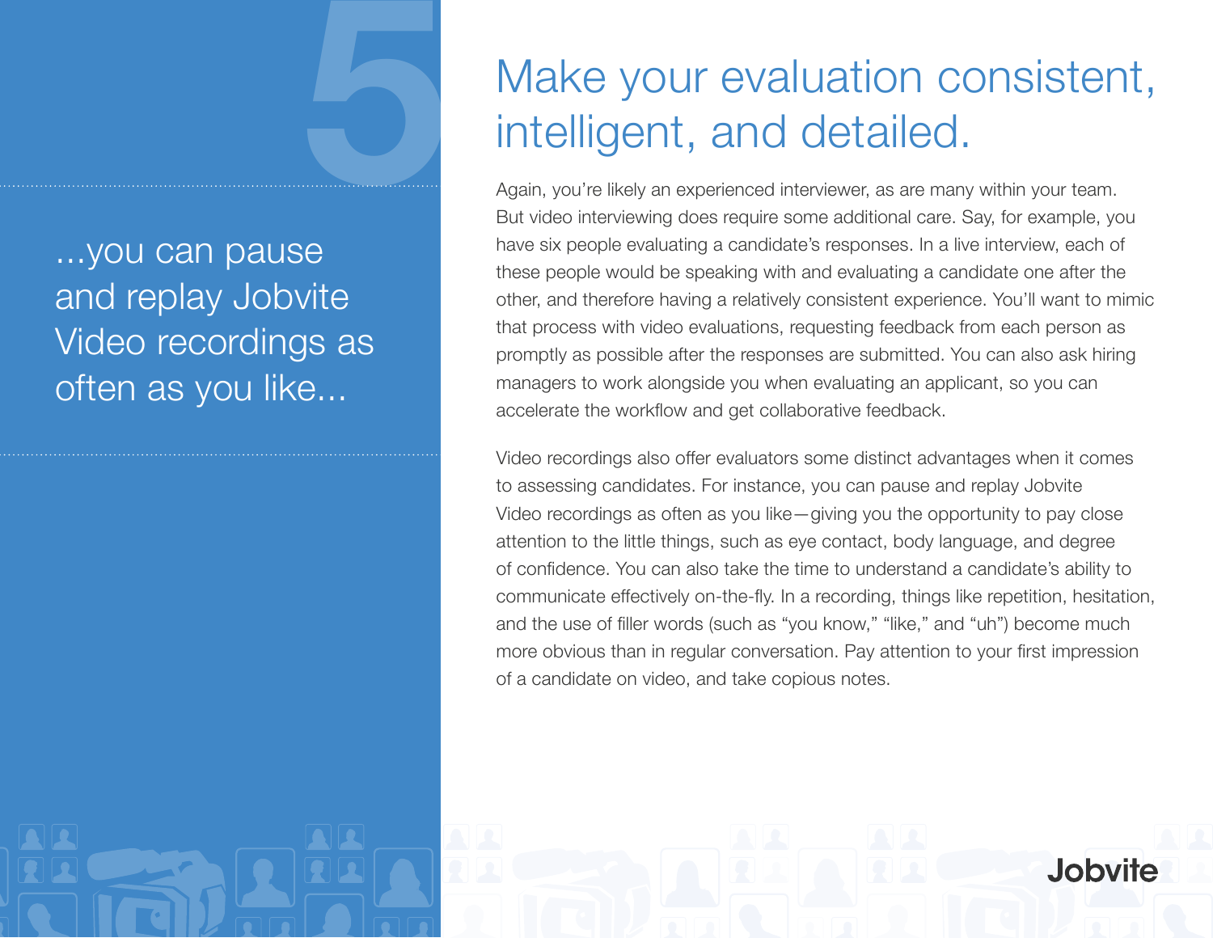5

...you can pause and replay Jobvite Video recordings as often as you like...

# Make your evaluation consistent, intelligent, and detailed.

Again, you're likely an experienced interviewer, as are many within your team. But video interviewing does require some additional care. Say, for example, you have six people evaluating a candidate's responses. In a live interview, each of these people would be speaking with and evaluating a candidate one after the other, and therefore having a relatively consistent experience. You'll want to mimic that process with video evaluations, requesting feedback from each person as promptly as possible after the responses are submitted. You can also ask hiring managers to work alongside you when evaluating an applicant, so you can accelerate the workflow and get collaborative feedback.

Video recordings also offer evaluators some distinct advantages when it comes to assessing candidates. For instance, you can pause and replay Jobvite Video recordings as often as you like—giving you the opportunity to pay close attention to the little things, such as eye contact, body language, and degree of confidence. You can also take the time to understand a candidate's ability to communicate effectively on-the-fly. In a recording, things like repetition, hesitation, and the use of filler words (such as "you know," "like," and "uh") become much more obvious than in regular conversation. Pay attention to your first impression of a candidate on video, and take copious notes.

Jobvite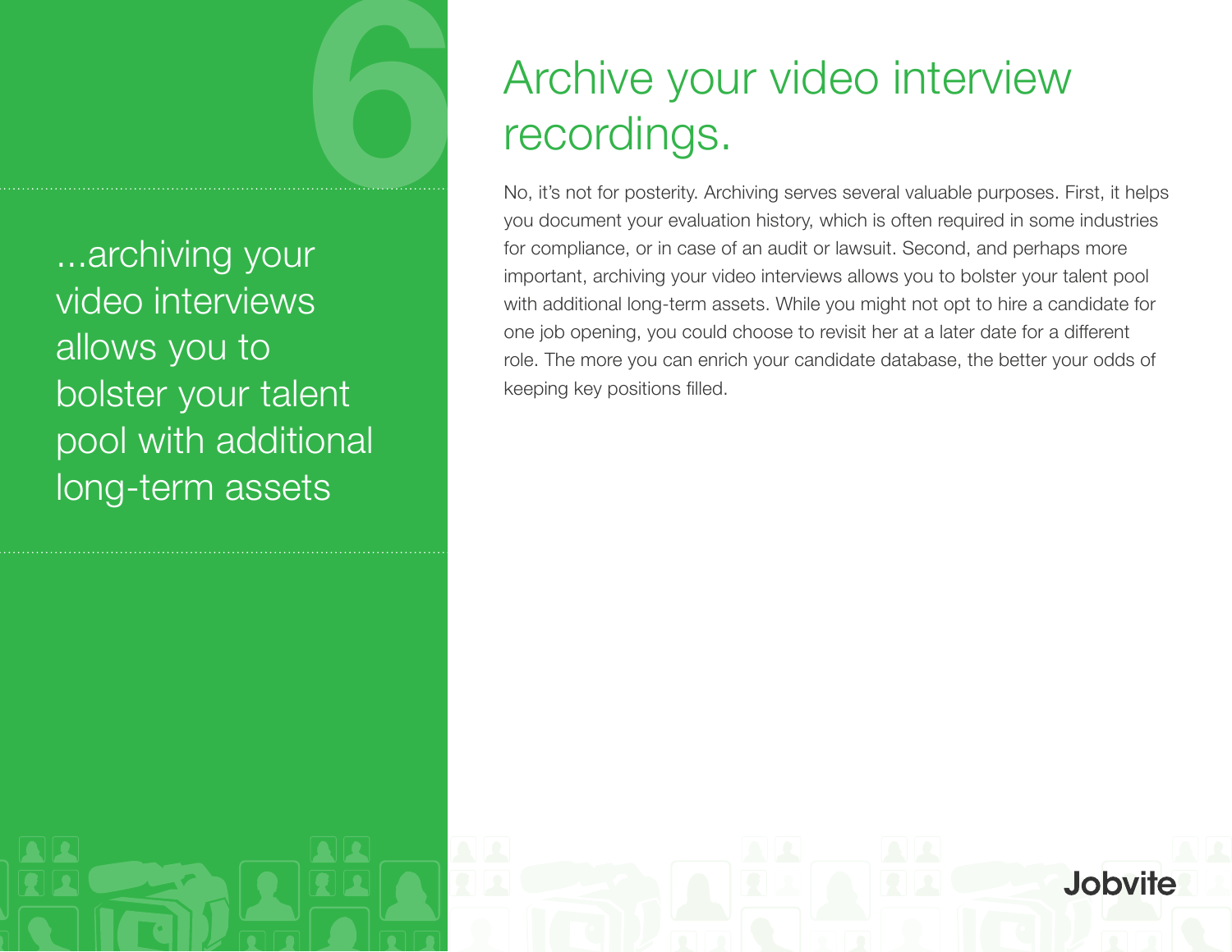6

...archiving your video interviews allows you to bolster your talent pool with additional long-term assets

# Archive your video interview recordings.

No, it's not for posterity. Archiving serves several valuable purposes. First, it helps you document your evaluation history, which is often required in some industries for compliance, or in case of an audit or lawsuit. Second, and perhaps more important, archiving your video interviews allows you to bolster your talent pool with additional long-term assets. While you might not opt to hire a candidate for one job opening, you could choose to revisit her at a later date for a different role. The more you can enrich your candidate database, the better your odds of keeping key positions filled.

Jobvite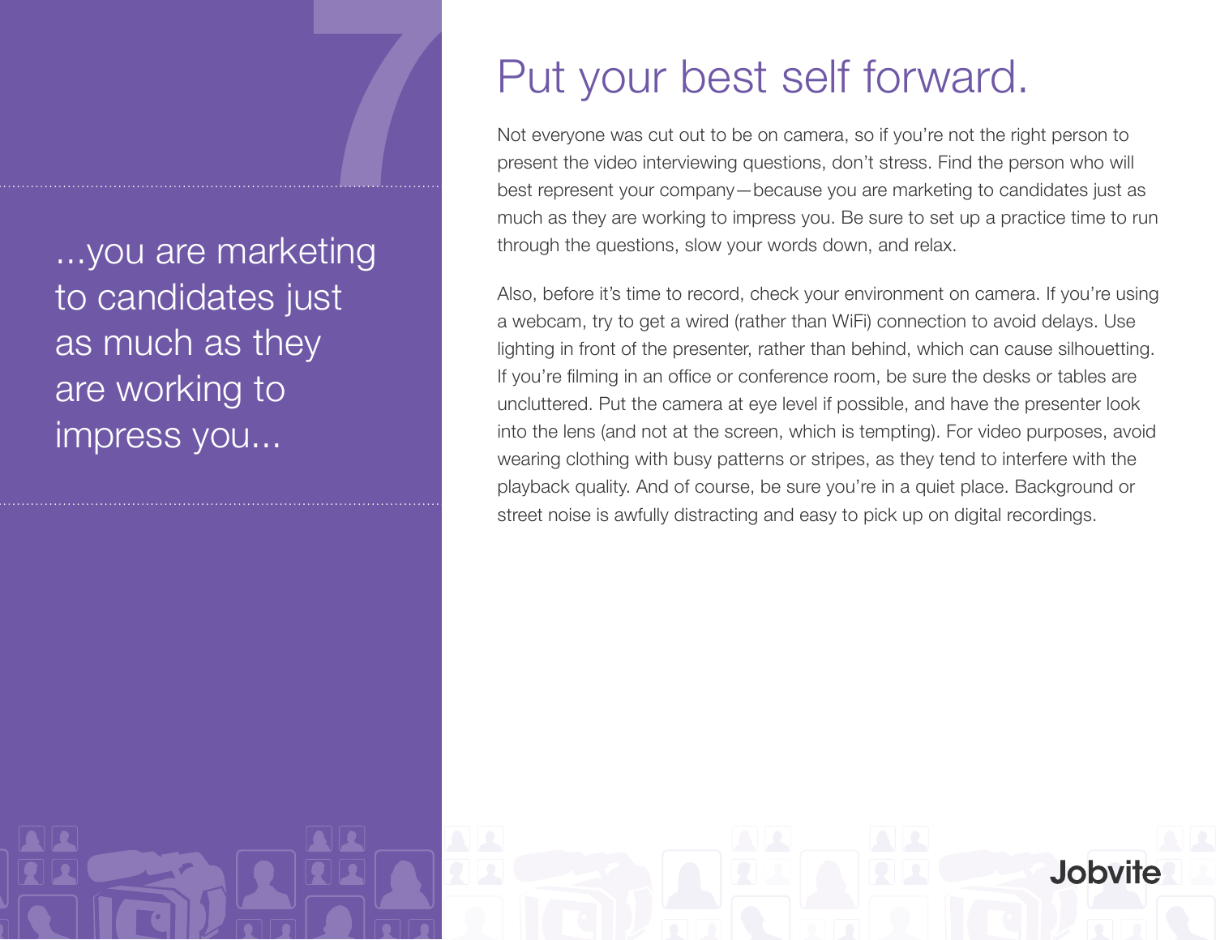7

...you are marketing to candidates just as much as they are working to impress you...

# Put your best self forward.

Not everyone was cut out to be on camera, so if you're not the right person to present the video interviewing questions, don't stress. Find the person who will best represent your company—because you are marketing to candidates just as much as they are working to impress you. Be sure to set up a practice time to run through the questions, slow your words down, and relax.

Also, before it's time to record, check your environment on camera. If you're using a webcam, try to get a wired (rather than WiFi) connection to avoid delays. Use lighting in front of the presenter, rather than behind, which can cause silhouetting. If you're filming in an office or conference room, be sure the desks or tables are uncluttered. Put the camera at eye level if possible, and have the presenter look into the lens (and not at the screen, which is tempting). For video purposes, avoid wearing clothing with busy patterns or stripes, as they tend to interfere with the playback quality. And of course, be sure you're in a quiet place. Background or street noise is awfully distracting and easy to pick up on digital recordings.

Jobvite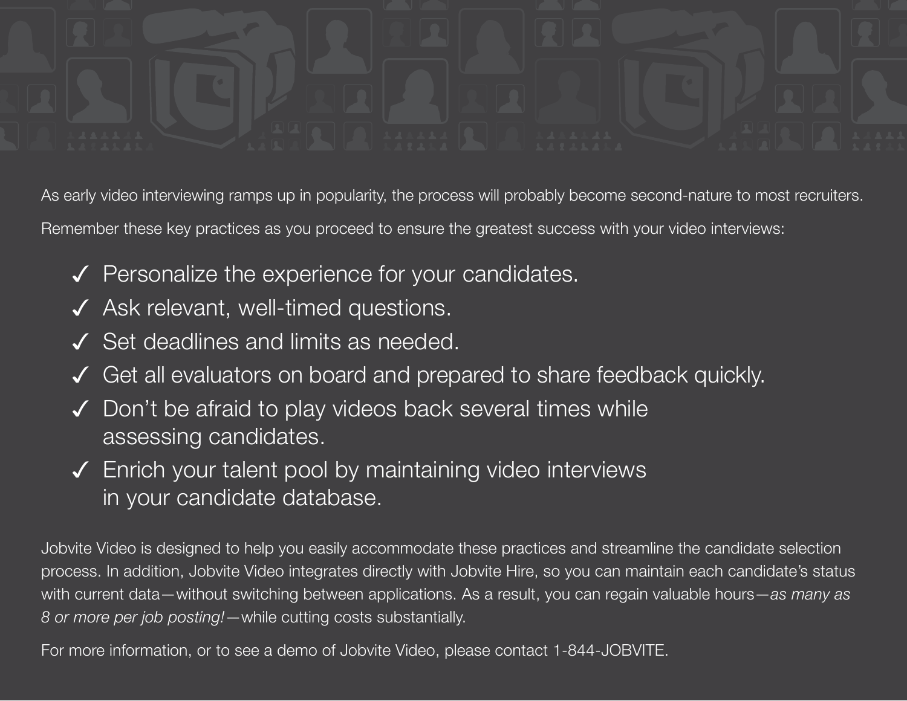As early video interviewing ramps up in popularity, the process will probably become second-nature to most recruiters.

Remember these key practices as you proceed to ensure the greatest success with your video interviews:

- ✓ Personalize the experience for your candidates.
- ✓ Ask relevant, well-timed questions.
- ✓ Set deadlines and limits as needed.
- ✓ Get all evaluators on board and prepared to share feedback quickly.
- ✓ Don't be afraid to play videos back several times while assessing candidates.
- ✓ Enrich your talent pool by maintaining video interviews in your candidate database.

Jobvite Video is designed to help you easily accommodate these practices and streamline the candidate selection process. In addition, Jobvite Video integrates directly with Jobvite Hire, so you can maintain each candidate's status with current data—without switching between applications. As a result, you can regain valuable hours—*as many as 8 or more per job posting!*—while cutting costs substantially.

For more information, or to see a demo of Jobvite Video, please contact 1-844-JOBVITE.